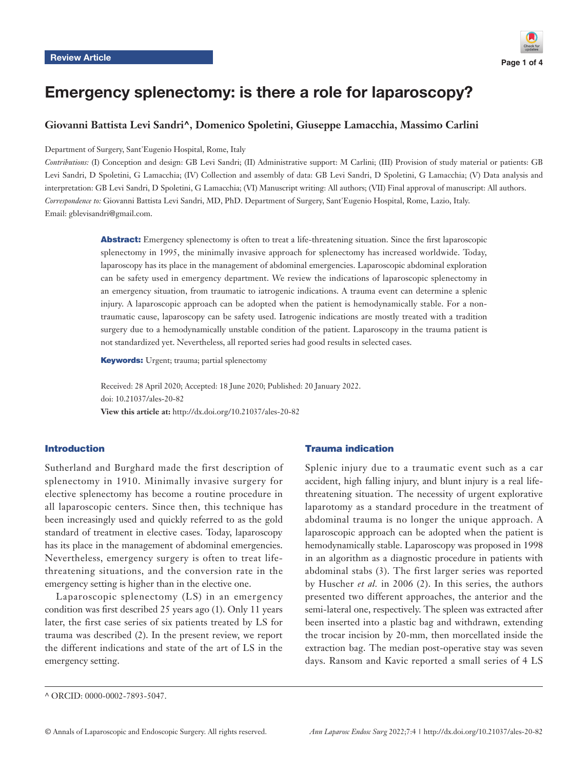Review Article

# Emergency splenectomy: is there a role for laparoscopy?

**Giovanni Battista Levi Sandri^, Domenico Spoletini, Giuseppe Lamacchia, Massimo Carlini**

Department of Surgery, Sant'Eugenio Hospital, Rome, Italy

*Contributions:* (I) Conception and design: GB Levi Sandri; (II) Administrative support: M Carlini; (III) Provision of study material or patients: GB Levi Sandri, D Spoletini, G Lamacchia; (IV) Collection and assembly of data: GB Levi Sandri, D Spoletini, G Lamacchia; (V) Data analysis and interpretation: GB Levi Sandri, D Spoletini, G Lamacchia; (VI) Manuscript writing: All authors; (VII) Final approval of manuscript: All authors.

*Correspondence to:* Giovanni Battista Levi Sandri, MD, PhD. Department of Surgery, Sant'Eugenio Hospital, Rome, Lazio, Italy. Email: gblevisandri@gmail.com.

**Abstract:** Emergency splenectomy is often to treat a life-threatening situation. Since the first laparoscopic splenectomy in 1995, the minimally invasive approach for splenectomy has increased worldwide. Today, laparoscopy has its place in the management of abdominal emergencies. Laparoscopic abdominal exploration can be safety used in emergency department. We review the indications of laparoscopic splenectomy in an emergency situation, from traumatic to iatrogenic indications. A trauma event can determine a splenic injury. A laparoscopic approach can be adopted when the patient is hemodynamically stable. For a non-traumatic cause, laparoscopy can be safety used. Iatrogenic indications are mostly treated with a tradition surgery due to a hemodynamically unstable condition of the patient. Laparoscopy in the trauma patient is not standardized yet. Nevertheless, all reported series had good results in selected cases.

**Keywords:** Urgent; trauma; partial splenectomy

Received: 28 April 2020; Accepted: 18 June 2020; Published: 20 January 2022.
doi: 10.21037/ales-20-82
**View this article at:** http://dx.doi.org/10.21037/ales-20-82

## Introduction

Sutherland and Burghard made the first description of splenectomy in 1910. Minimally invasive surgery for elective splenectomy has become a routine procedure in all laparoscopic centers. Since then, this technique has been increasingly used and quickly referred to as the gold standard of treatment in elective cases. Today, laparoscopy has its place in the management of abdominal emergencies. Nevertheless, emergency surgery is often to treat life-threatening situations, and the conversion rate in the emergency setting is higher than in the elective one.

Laparoscopic splenectomy (LS) in an emergency condition was first described 25 years ago (1). Only 11 years later, the first case series of six patients treated by LS for trauma was described (2). In the present review, we report the different indications and state of the art of LS in the emergency setting.

## Trauma indication

Splenic injury due to a traumatic event such as a car accident, high falling injury, and blunt injury is a real life-threatening situation. The necessity of urgent explorative laparotomy as a standard procedure in the treatment of abdominal trauma is no longer the unique approach. A laparoscopic approach can be adopted when the patient is hemodynamically stable. Laparoscopy was proposed in 1998 in an algorithm as a diagnostic procedure in patients with abdominal stabs (3). The first larger series was reported by Huscher *et al.* in 2006 (2). In this series, the authors presented two different approaches, the anterior and the semi-lateral one, respectively. The spleen was extracted after been inserted into a plastic bag and withdrawn, extending the trocar incision by 20-mm, then morcellated inside the extraction bag. The median post-operative stay was seven days. Ransom and Kavic reported a small series of 4 LS

^ ORCID: 0000-0002-7893-5047.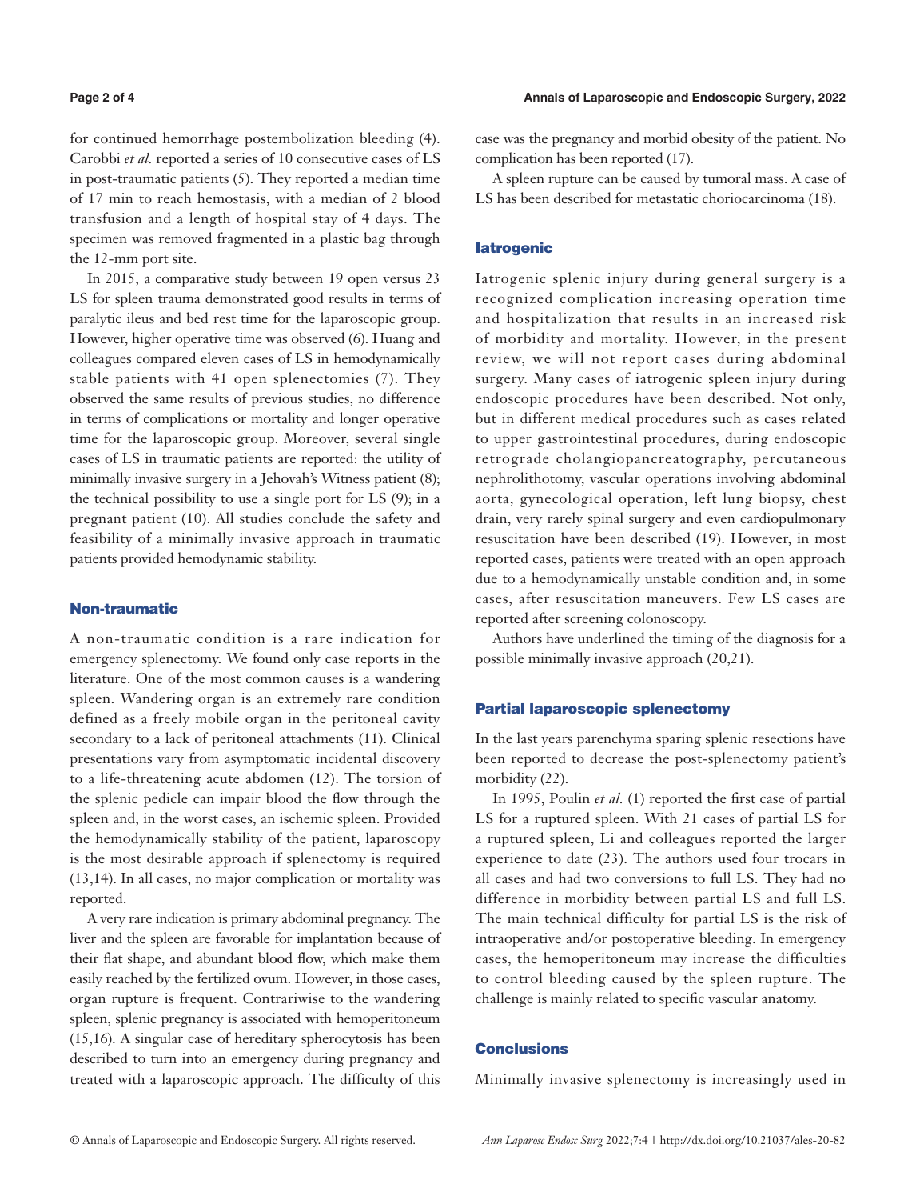for continued hemorrhage postembolization bleeding (4). Carobbi *et al.* reported a series of 10 consecutive cases of LS in post-traumatic patients (5). They reported a median time of 17 min to reach hemostasis, with a median of 2 blood transfusion and a length of hospital stay of 4 days. The specimen was removed fragmented in a plastic bag through the 12-mm port site.

In 2015, a comparative study between 19 open versus 23 LS for spleen trauma demonstrated good results in terms of paralytic ileus and bed rest time for the laparoscopic group. However, higher operative time was observed (6). Huang and colleagues compared eleven cases of LS in hemodynamically stable patients with 41 open splenectomies (7). They observed the same results of previous studies, no difference in terms of complications or mortality and longer operative time for the laparoscopic group. Moreover, several single cases of LS in traumatic patients are reported: the utility of minimally invasive surgery in a Jehovah's Witness patient (8); the technical possibility to use a single port for LS (9); in a pregnant patient (10). All studies conclude the safety and feasibility of a minimally invasive approach in traumatic patients provided hemodynamic stability.

## Non-traumatic

A non-traumatic condition is a rare indication for emergency splenectomy. We found only case reports in the literature. One of the most common causes is a wandering spleen. Wandering organ is an extremely rare condition defined as a freely mobile organ in the peritoneal cavity secondary to a lack of peritoneal attachments (11). Clinical presentations vary from asymptomatic incidental discovery to a life-threatening acute abdomen (12). The torsion of the splenic pedicle can impair blood the flow through the spleen and, in the worst cases, an ischemic spleen. Provided the hemodynamically stability of the patient, laparoscopy is the most desirable approach if splenectomy is required (13,14). In all cases, no major complication or mortality was reported.

A very rare indication is primary abdominal pregnancy. The liver and the spleen are favorable for implantation because of their flat shape, and abundant blood flow, which make them easily reached by the fertilized ovum. However, in those cases, organ rupture is frequent. Contrariwise to the wandering spleen, splenic pregnancy is associated with hemoperitoneum (15,16). A singular case of hereditary spherocytosis has been described to turn into an emergency during pregnancy and treated with a laparoscopic approach. The difficulty of this case was the pregnancy and morbid obesity of the patient. No complication has been reported (17).

A spleen rupture can be caused by tumoral mass. A case of LS has been described for metastatic choriocarcinoma (18).

## Iatrogenic

Iatrogenic splenic injury during general surgery is a recognized complication increasing operation time and hospitalization that results in an increased risk of morbidity and mortality. However, in the present review, we will not report cases during abdominal surgery. Many cases of iatrogenic spleen injury during endoscopic procedures have been described. Not only, but in different medical procedures such as cases related to upper gastrointestinal procedures, during endoscopic retrograde cholangiopancreatography, percutaneous nephrolithotomy, vascular operations involving abdominal aorta, gynecological operation, left lung biopsy, chest drain, very rarely spinal surgery and even cardiopulmonary resuscitation have been described (19). However, in most reported cases, patients were treated with an open approach due to a hemodynamically unstable condition and, in some cases, after resuscitation maneuvers. Few LS cases are reported after screening colonoscopy.

Authors have underlined the timing of the diagnosis for a possible minimally invasive approach (20,21).

## Partial laparoscopic splenectomy

In the last years parenchyma sparing splenic resections have been reported to decrease the post-splenectomy patient's morbidity (22).

In 1995, Poulin *et al.* (1) reported the first case of partial LS for a ruptured spleen. With 21 cases of partial LS for a ruptured spleen, Li and colleagues reported the larger experience to date (23). The authors used four trocars in all cases and had two conversions to full LS. They had no difference in morbidity between partial LS and full LS. The main technical difficulty for partial LS is the risk of intraoperative and/or postoperative bleeding. In emergency cases, the hemoperitoneum may increase the difficulties to control bleeding caused by the spleen rupture. The challenge is mainly related to specific vascular anatomy.

## Conclusions

Minimally invasive splenectomy is increasingly used in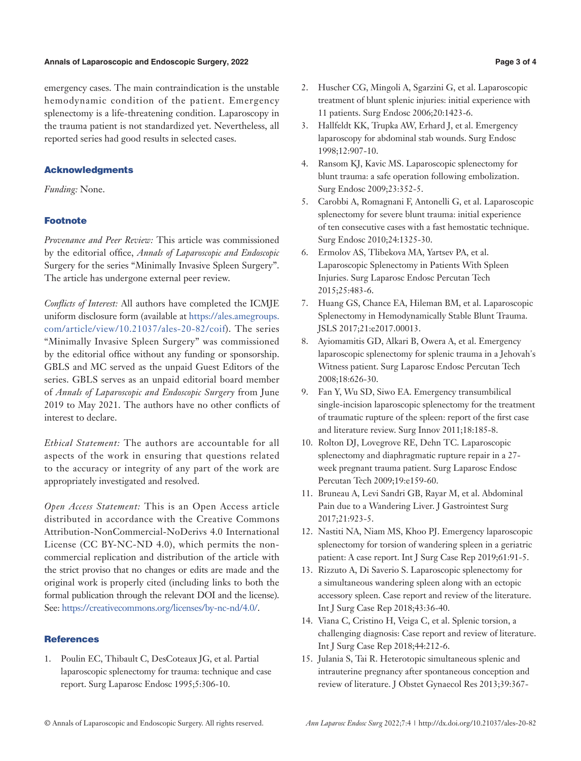emergency cases. The main contraindication is the unstable hemodynamic condition of the patient. Emergency splenectomy is a life-threatening condition. Laparoscopy in the trauma patient is not standardized yet. Nevertheless, all reported series had good results in selected cases.

## Acknowledgments

*Funding:* None.

## Footnote

*Provenance and Peer Review:* This article was commissioned by the editorial office, *Annals of Laparoscopic and Endoscopic* Surgery for the series "Minimally Invasive Spleen Surgery". The article has undergone external peer review.

*Conflicts of Interest:* All authors have completed the ICMJE uniform disclosure form (available at https://ales.amegroups.com/article/view/10.21037/ales-20-82/coif). The series "Minimally Invasive Spleen Surgery" was commissioned by the editorial office without any funding or sponsorship. GBLS and MC served as the unpaid Guest Editors of the series. GBLS serves as an unpaid editorial board member of *Annals of Laparoscopic and Endoscopic Surgery* from June 2019 to May 2021. The authors have no other conflicts of interest to declare.

*Ethical Statement:* The authors are accountable for all aspects of the work in ensuring that questions related to the accuracy or integrity of any part of the work are appropriately investigated and resolved.

*Open Access Statement:* This is an Open Access article distributed in accordance with the Creative Commons Attribution-NonCommercial-NoDerivs 4.0 International License (CC BY-NC-ND 4.0), which permits the non-commercial replication and distribution of the article with the strict proviso that no changes or edits are made and the original work is properly cited (including links to both the formal publication through the relevant DOI and the license). See: https://creativecommons.org/licenses/by-nc-nd/4.0/.

## References

1. Poulin EC, Thibault C, DesCoteaux JG, et al. Partial laparoscopic splenectomy for trauma: technique and case report. Surg Laparosc Endosc 1995;5:306-10.
2. Huscher CG, Mingoli A, Sgarzini G, et al. Laparoscopic treatment of blunt splenic injuries: initial experience with 11 patients. Surg Endosc 2006;20:1423-6.
3. Hallfeldt KK, Trupka AW, Erhard J, et al. Emergency laparoscopy for abdominal stab wounds. Surg Endosc 1998;12:907-10.
4. Ransom KJ, Kavic MS. Laparoscopic splenectomy for blunt trauma: a safe operation following embolization. Surg Endosc 2009;23:352-5.
5. Carobbi A, Romagnani F, Antonelli G, et al. Laparoscopic splenectomy for severe blunt trauma: initial experience of ten consecutive cases with a fast hemostatic technique. Surg Endosc 2010;24:1325-30.
6. Ermolov AS, Tlibekova MA, Yartsev PA, et al. Laparoscopic Splenectomy in Patients With Spleen Injuries. Surg Laparosc Endosc Percutan Tech 2015;25:483-6.
7. Huang GS, Chance EA, Hileman BM, et al. Laparoscopic Splenectomy in Hemodynamically Stable Blunt Trauma. JSLS 2017;21:e2017.00013.
8. Ayiomamitis GD, Alkari B, Owera A, et al. Emergency laparoscopic splenectomy for splenic trauma in a Jehovah's Witness patient. Surg Laparosc Endosc Percutan Tech 2008;18:626-30.
9. Fan Y, Wu SD, Siwo EA. Emergency transumbilical single-incision laparoscopic splenectomy for the treatment of traumatic rupture of the spleen: report of the first case and literature review. Surg Innov 2011;18:185-8.
10. Rolton DJ, Lovegrove RE, Dehn TC. Laparoscopic splenectomy and diaphragmatic rupture repair in a 27-week pregnant trauma patient. Surg Laparosc Endosc Percutan Tech 2009;19:e159-60.
11. Bruneau A, Levi Sandri GB, Rayar M, et al. Abdominal Pain due to a Wandering Liver. J Gastrointest Surg 2017;21:923-5.
12. Nastiti NA, Niam MS, Khoo PJ. Emergency laparoscopic splenectomy for torsion of wandering spleen in a geriatric patient: A case report. Int J Surg Case Rep 2019;61:91-5.
13. Rizzuto A, Di Saverio S. Laparoscopic splenectomy for a simultaneous wandering spleen along with an ectopic accessory spleen. Case report and review of the literature. Int J Surg Case Rep 2018;43:36-40.
14. Viana C, Cristino H, Veiga C, et al. Splenic torsion, a challenging diagnosis: Case report and review of literature. Int J Surg Case Rep 2018;44:212-6.
15. Julania S, Tai R. Heterotopic simultaneous splenic and intrauterine pregnancy after spontaneous conception and review of literature. J Obstet Gynaecol Res 2013;39:367-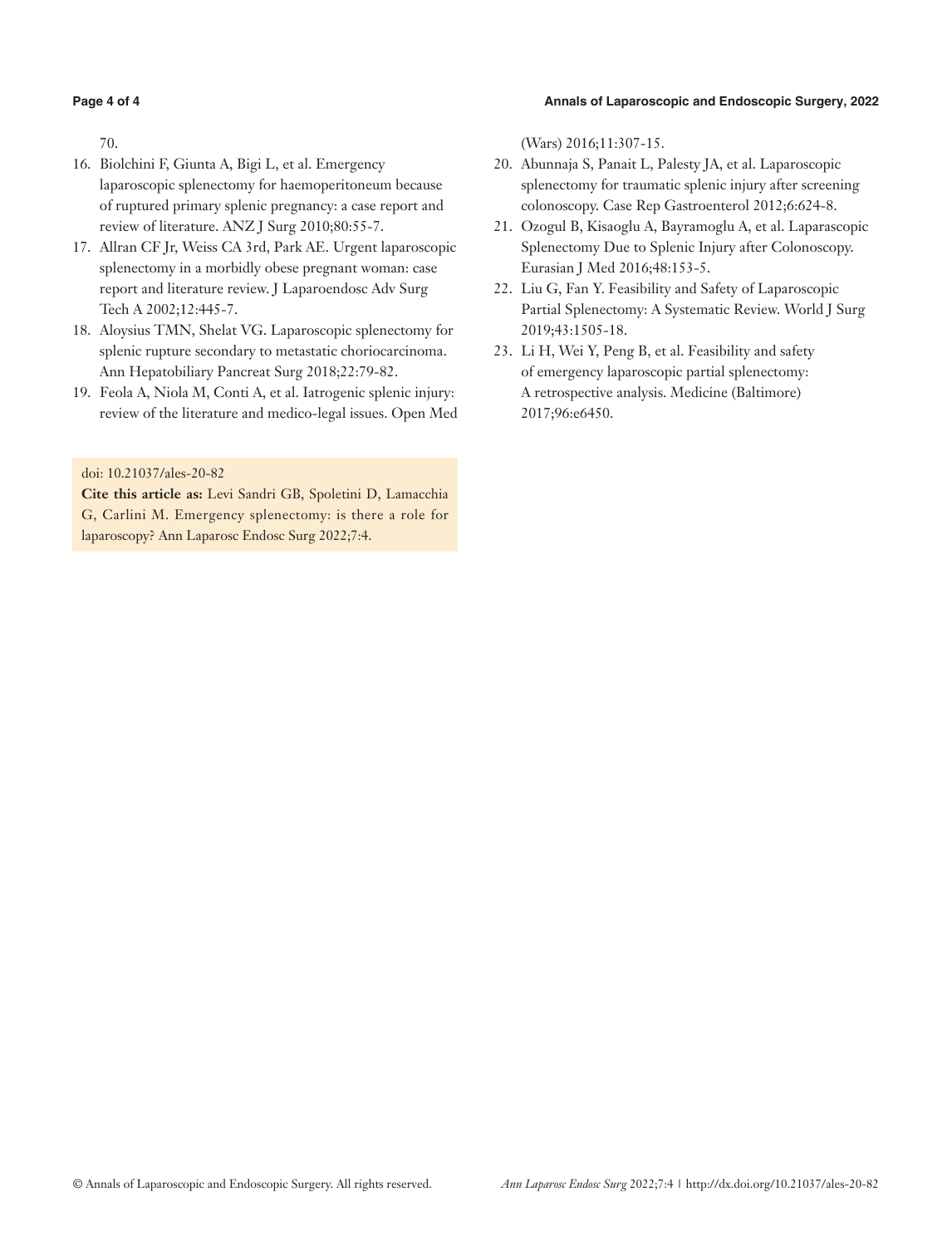70.

16. Biolchini F, Giunta A, Bigi L, et al. Emergency laparoscopic splenectomy for haemoperitoneum because of ruptured primary splenic pregnancy: a case report and review of literature. ANZ J Surg 2010;80:55-7.
17. Allran CF Jr, Weiss CA 3rd, Park AE. Urgent laparoscopic splenectomy in a morbidly obese pregnant woman: case report and literature review. J Laparoendosc Adv Surg Tech A 2002;12:445-7.
18. Aloysius TMN, Shelat VG. Laparoscopic splenectomy for splenic rupture secondary to metastatic choriocarcinoma. Ann Hepatobiliary Pancreat Surg 2018;22:79-82.
19. Feola A, Niola M, Conti A, et al. Iatrogenic splenic injury: review of the literature and medico-legal issues. Open Med (Wars) 2016;11:307-15.
20. Abunnaja S, Panait L, Palesty JA, et al. Laparoscopic splenectomy for traumatic splenic injury after screening colonoscopy. Case Rep Gastroenterol 2012;6:624-8.
21. Ozogul B, Kisaoglu A, Bayramoglu A, et al. Laparascopic Splenectomy Due to Splenic Injury after Colonoscopy. Eurasian J Med 2016;48:153-5.
22. Liu G, Fan Y. Feasibility and Safety of Laparoscopic Partial Splenectomy: A Systematic Review. World J Surg 2019;43:1505-18.
23. Li H, Wei Y, Peng B, et al. Feasibility and safety of emergency laparoscopic partial splenectomy: A retrospective analysis. Medicine (Baltimore) 2017;96:e6450.

doi: 10.21037/ales-20-82

**Cite this article as:** Levi Sandri GB, Spoletini D, Lamacchia G, Carlini M. Emergency splenectomy: is there a role for laparoscopy? Ann Laparosc Endosc Surg 2022;7:4.